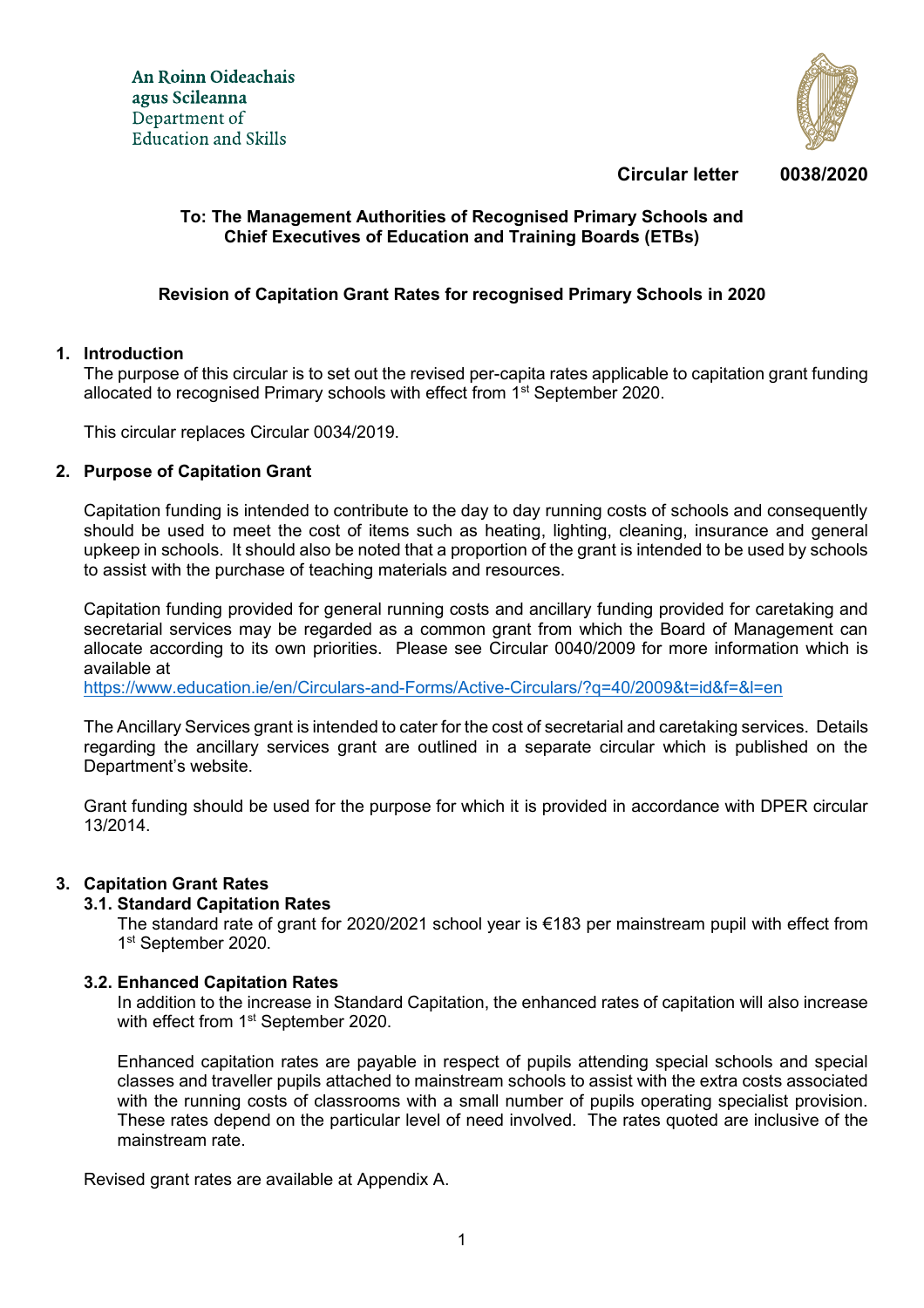An Roinn Oideachais agus Scileanna
Department of Education and Skills

**Circular letter 0038/2020**

**To: The Management Authorities of Recognised Primary Schools and Chief Executives of Education and Training Boards (ETBs)**

**Revision of Capitation Grant Rates for recognised Primary Schools in 2020**

## 1. Introduction

The purpose of this circular is to set out the revised per-capita rates applicable to capitation grant funding allocated to recognised Primary schools with effect from 1st September 2020.

This circular replaces Circular 0034/2019.

## 2. Purpose of Capitation Grant

Capitation funding is intended to contribute to the day to day running costs of schools and consequently should be used to meet the cost of items such as heating, lighting, cleaning, insurance and general upkeep in schools. It should also be noted that a proportion of the grant is intended to be used by schools to assist with the purchase of teaching materials and resources.

Capitation funding provided for general running costs and ancillary funding provided for caretaking and secretarial services may be regarded as a common grant from which the Board of Management can allocate according to its own priorities. Please see Circular 0040/2009 for more information which is available at
https://www.education.ie/en/Circulars-and-Forms/Active-Circulars/?q=40/2009&t=id&f=&l=en

The Ancillary Services grant is intended to cater for the cost of secretarial and caretaking services. Details regarding the ancillary services grant are outlined in a separate circular which is published on the Department's website.

Grant funding should be used for the purpose for which it is provided in accordance with DPER circular 13/2014.

## 3. Capitation Grant Rates

### 3.1. Standard Capitation Rates

The standard rate of grant for 2020/2021 school year is €183 per mainstream pupil with effect from 1st September 2020.

### 3.2. Enhanced Capitation Rates

In addition to the increase in Standard Capitation, the enhanced rates of capitation will also increase with effect from 1st September 2020.

Enhanced capitation rates are payable in respect of pupils attending special schools and special classes and traveller pupils attached to mainstream schools to assist with the extra costs associated with the running costs of classrooms with a small number of pupils operating specialist provision. These rates depend on the particular level of need involved. The rates quoted are inclusive of the mainstream rate.

Revised grant rates are available at Appendix A.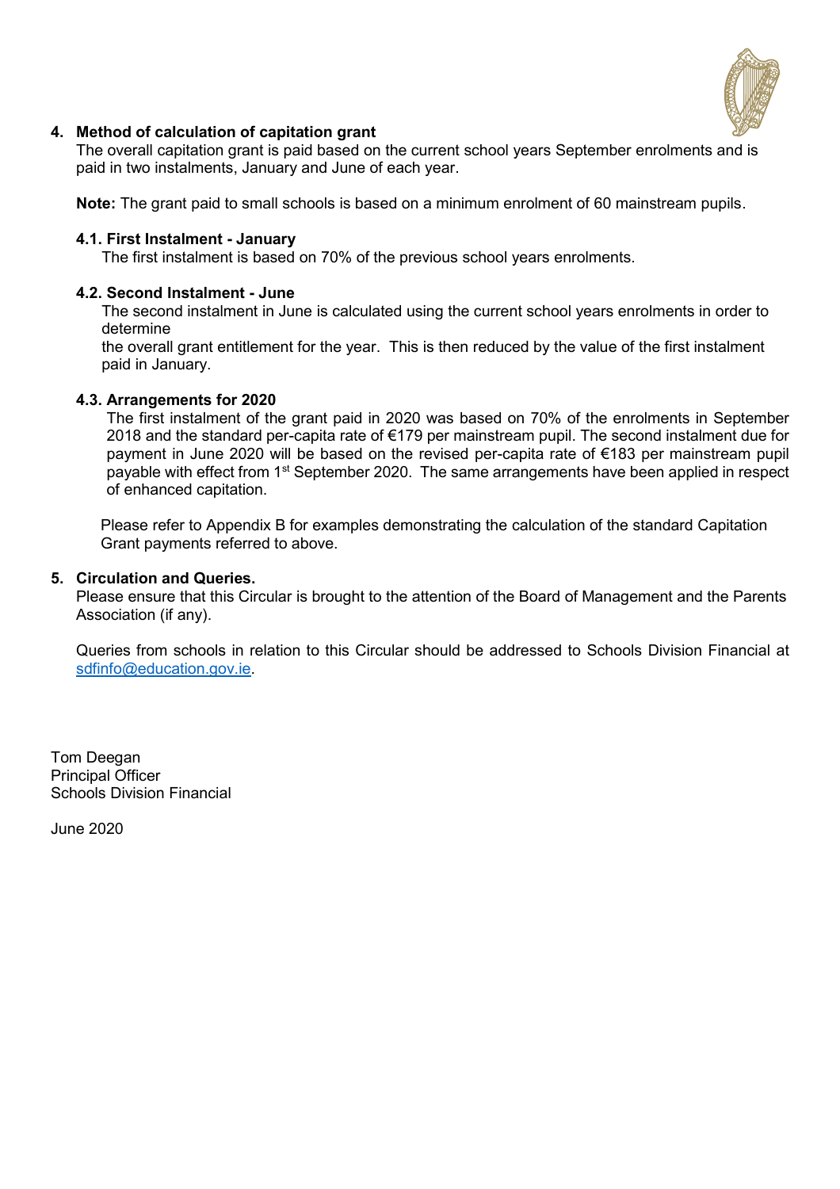## 4. Method of calculation of capitation grant

The overall capitation grant is paid based on the current school years September enrolments and is paid in two instalments, January and June of each year.

**Note:** The grant paid to small schools is based on a minimum enrolment of 60 mainstream pupils.

### 4.1. First Instalment - January

The first instalment is based on 70% of the previous school years enrolments.

### 4.2. Second Instalment - June

The second instalment in June is calculated using the current school years enrolments in order to determine
the overall grant entitlement for the year. This is then reduced by the value of the first instalment paid in January.

### 4.3. Arrangements for 2020

The first instalment of the grant paid in 2020 was based on 70% of the enrolments in September 2018 and the standard per-capita rate of €179 per mainstream pupil. The second instalment due for payment in June 2020 will be based on the revised per-capita rate of €183 per mainstream pupil payable with effect from 1st September 2020. The same arrangements have been applied in respect of enhanced capitation.

Please refer to Appendix B for examples demonstrating the calculation of the standard Capitation Grant payments referred to above.

## 5. Circulation and Queries.

Please ensure that this Circular is brought to the attention of the Board of Management and the Parents Association (if any).

Queries from schools in relation to this Circular should be addressed to Schools Division Financial at sdfinfo@education.gov.ie.

Tom Deegan
Principal Officer
Schools Division Financial

June 2020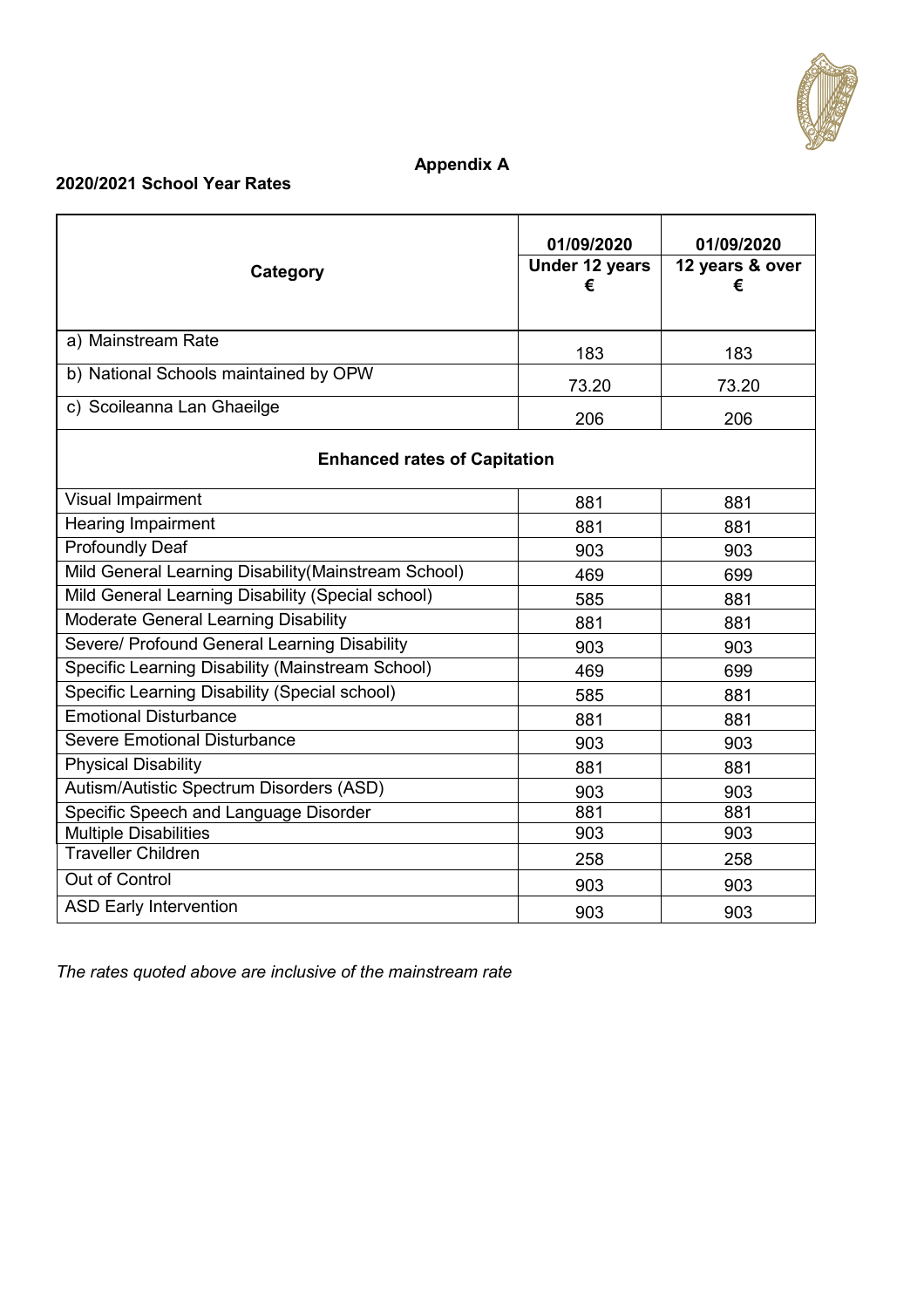## Appendix A

**2020/2021 School Year Rates**

| Category | 01/09/2020<br>**Under 12 years**<br>**€** | 01/09/2020<br>**12 years & over**<br>**€** |
|---|---|---|
| a) Mainstream Rate | 183 | 183 |
| b) National Schools maintained by OPW | 73.20 | 73.20 |
| c) Scoileanna Lan Ghaeilge | 206 | 206 |
| **Enhanced rates of Capitation** | | |
| Visual Impairment | 881 | 881 |
| Hearing Impairment | 881 | 881 |
| Profoundly Deaf | 903 | 903 |
| Mild General Learning Disability(Mainstream School) | 469 | 699 |
| Mild General Learning Disability (Special school) | 585 | 881 |
| Moderate General Learning Disability | 881 | 881 |
| Severe/ Profound General Learning Disability | 903 | 903 |
| Specific Learning Disability (Mainstream School) | 469 | 699 |
| Specific Learning Disability (Special school) | 585 | 881 |
| Emotional Disturbance | 881 | 881 |
| Severe Emotional Disturbance | 903 | 903 |
| Physical Disability | 881 | 881 |
| Autism/Autistic Spectrum Disorders (ASD) | 903 | 903 |
| Specific Speech and Language Disorder | 881 | 881 |
| Multiple Disabilities | 903 | 903 |
| Traveller Children | 258 | 258 |
| Out of Control | 903 | 903 |
| ASD Early Intervention | 903 | 903 |

*The rates quoted above are inclusive of the mainstream rate*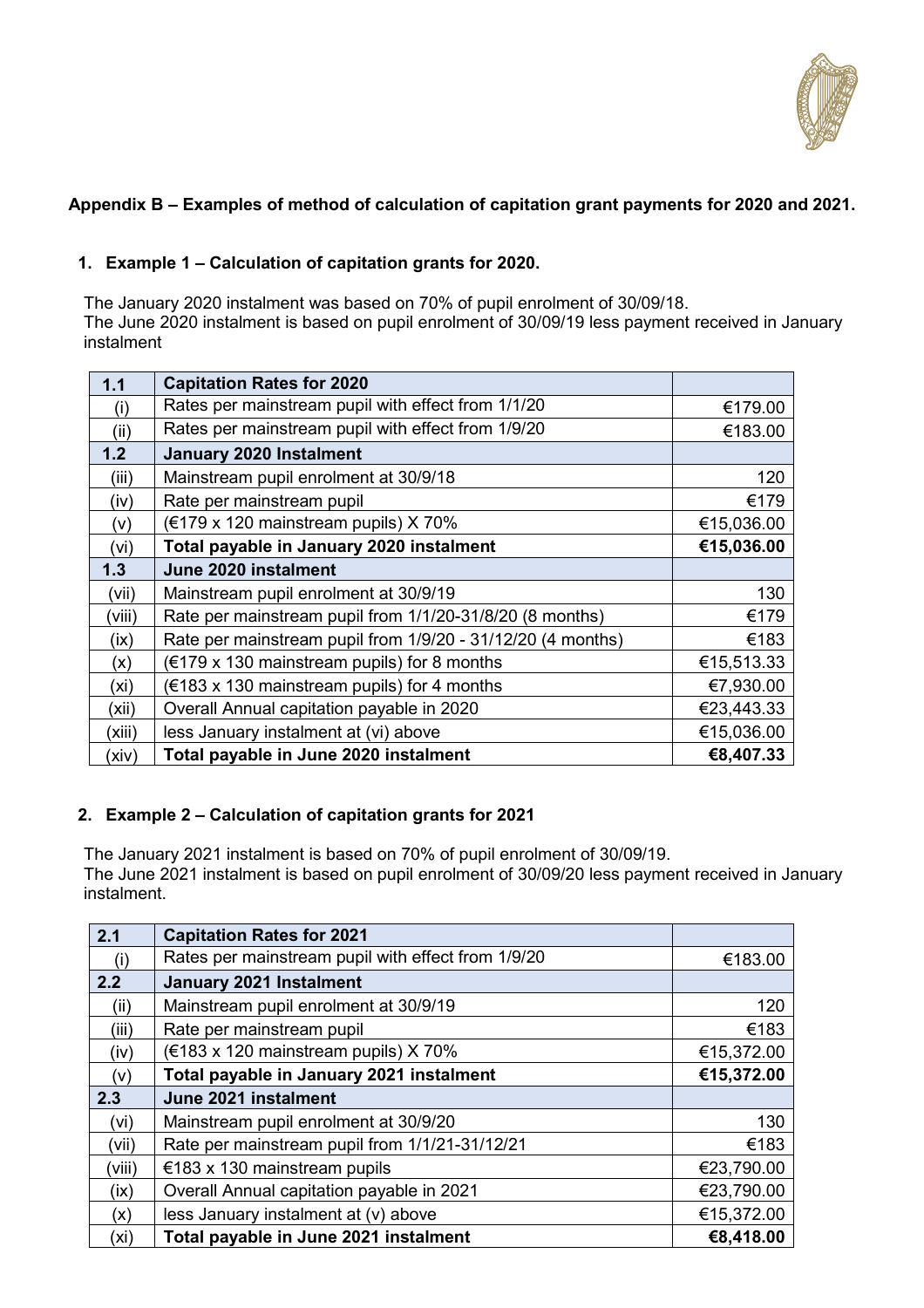**Appendix B – Examples of method of calculation of capitation grant payments for 2020 and 2021.**

## 1. Example 1 – Calculation of capitation grants for 2020.

The January 2020 instalment was based on 70% of pupil enrolment of 30/09/18.
The June 2020 instalment is based on pupil enrolment of 30/09/19 less payment received in January instalment

| | | |
|---|---|---|
| **1.1** | **Capitation Rates for 2020** | |
| (i) | Rates per mainstream pupil with effect from 1/1/20 | €179.00 |
| (ii) | Rates per mainstream pupil with effect from 1/9/20 | €183.00 |
| **1.2** | **January 2020 Instalment** | |
| (iii) | Mainstream pupil enrolment at 30/9/18 | 120 |
| (iv) | Rate per mainstream pupil | €179 |
| (v) | (€179 x 120 mainstream pupils) X 70% | €15,036.00 |
| (vi) | **Total payable in January 2020 instalment** | **€15,036.00** |
| **1.3** | **June 2020 instalment** | |
| (vii) | Mainstream pupil enrolment at 30/9/19 | 130 |
| (viii) | Rate per mainstream pupil from 1/1/20-31/8/20 (8 months) | €179 |
| (ix) | Rate per mainstream pupil from 1/9/20 - 31/12/20 (4 months) | €183 |
| (x) | (€179 x 130 mainstream pupils) for 8 months | €15,513.33 |
| (xi) | (€183 x 130 mainstream pupils) for 4 months | €7,930.00 |
| (xii) | Overall Annual capitation payable in 2020 | €23,443.33 |
| (xiii) | less January instalment at (vi) above | €15,036.00 |
| (xiv) | **Total payable in June 2020 instalment** | **€8,407.33** |

## 2. Example 2 – Calculation of capitation grants for 2021

The January 2021 instalment is based on 70% of pupil enrolment of 30/09/19.
The June 2021 instalment is based on pupil enrolment of 30/09/20 less payment received in January instalment.

| | | |
|---|---|---|
| **2.1** | **Capitation Rates for 2021** | |
| (i) | Rates per mainstream pupil with effect from 1/9/20 | €183.00 |
| **2.2** | **January 2021 Instalment** | |
| (ii) | Mainstream pupil enrolment at 30/9/19 | 120 |
| (iii) | Rate per mainstream pupil | €183 |
| (iv) | (€183 x 120 mainstream pupils) X 70% | €15,372.00 |
| (v) | **Total payable in January 2021 instalment** | **€15,372.00** |
| **2.3** | **June 2021 instalment** | |
| (vi) | Mainstream pupil enrolment at 30/9/20 | 130 |
| (vii) | Rate per mainstream pupil from 1/1/21-31/12/21 | €183 |
| (viii) | €183 x 130 mainstream pupils | €23,790.00 |
| (ix) | Overall Annual capitation payable in 2021 | €23,790.00 |
| (x) | less January instalment at (v) above | €15,372.00 |
| (xi) | **Total payable in June 2021 instalment** | **€8,418.00** |